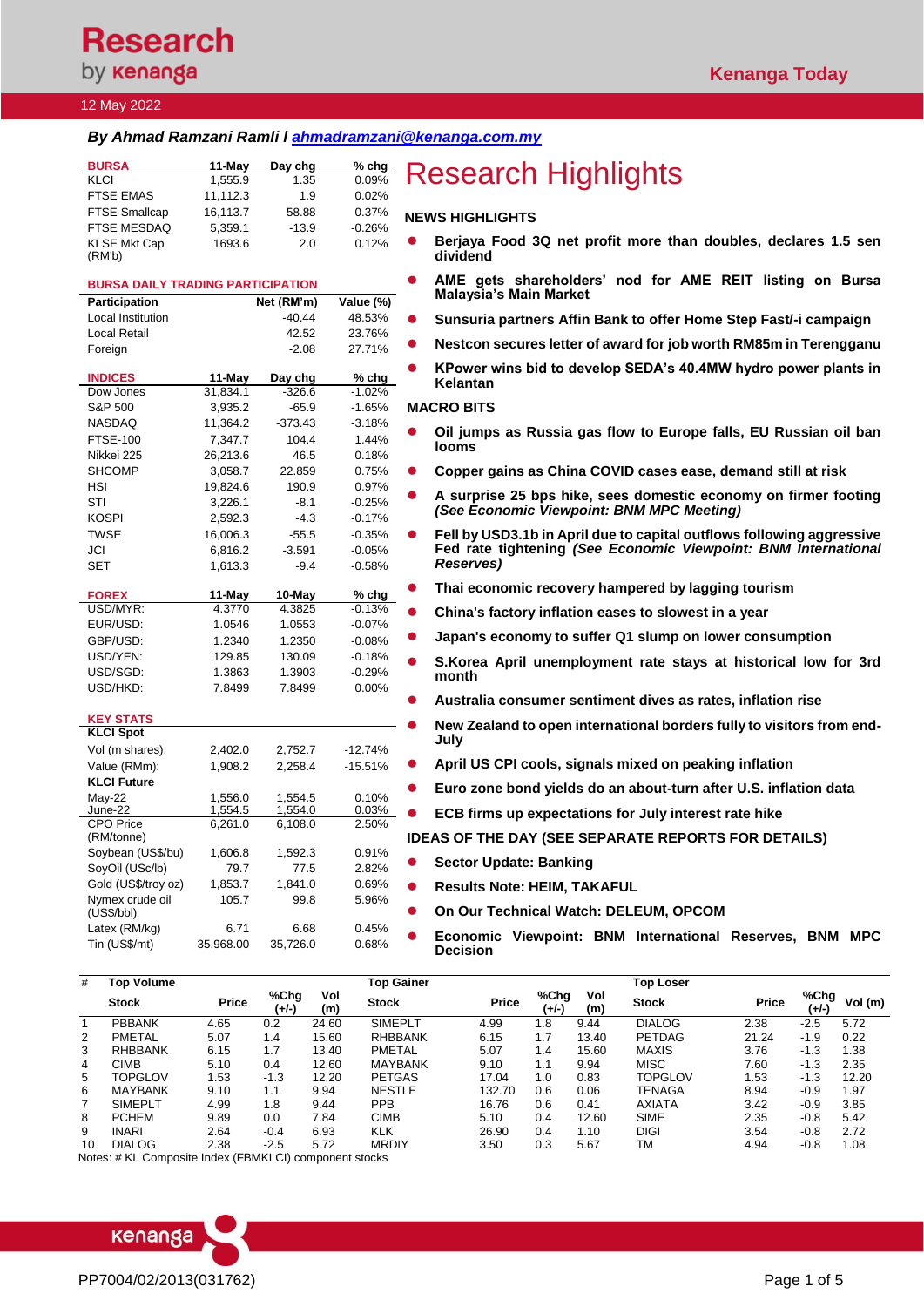12 May 2022

*By Ahmad Ramzani Ramli l ahmadramzani@kenanga.com.my*

| BURSA | 11-May | Day chg | % chg |
|---|---|---|---|
| KLCI | 1,555.9 | 1.35 | 0.09% |
| FTSE EMAS | 11,112.3 | 1.9 | 0.02% |
| FTSE Smallcap | 16,113.7 | 58.88 | 0.37% |
| FTSE MESDAQ | 5,359.1 | -13.9 | -0.26% |
| KLSE Mkt Cap (RM'b) | 1693.6 | 2.0 | 0.12% |

**BURSA DAILY TRADING PARTICIPATION**

| Participation | Net (RM'm) | Value (%) |
|---|---|---|
| Local Institution | -40.44 | 48.53% |
| Local Retail | 42.52 | 23.76% |
| Foreign | -2.08 | 27.71% |

| INDICES | 11-May | Day chg | % chg |
|---|---|---|---|
| Dow Jones | 31,834.1 | -326.6 | -1.02% |
| S&P 500 | 3,935.2 | -65.9 | -1.65% |
| NASDAQ | 11,364.2 | -373.43 | -3.18% |
| FTSE-100 | 7,347.7 | 104.4 | 1.44% |
| Nikkei 225 | 26,213.6 | 46.5 | 0.18% |
| SHCOMP | 3,058.7 | 22.859 | 0.75% |
| HSI | 19,824.6 | 190.9 | 0.97% |
| STI | 3,226.1 | -8.1 | -0.25% |
| KOSPI | 2,592.3 | -4.3 | -0.17% |
| TWSE | 16,006.3 | -55.5 | -0.35% |
| JCI | 6,816.2 | -3.591 | -0.05% |
| SET | 1,613.3 | -9.4 | -0.58% |

| FOREX | 11-May | 10-May | % chg |
|---|---|---|---|
| USD/MYR: | 4.3770 | 4.3825 | -0.13% |
| EUR/USD: | 1.0546 | 1.0553 | -0.07% |
| GBP/USD: | 1.2340 | 1.2350 | -0.08% |
| USD/YEN: | 129.85 | 130.09 | -0.18% |
| USD/SGD: | 1.3863 | 1.3903 | -0.29% |
| USD/HKD: | 7.8499 | 7.8499 | 0.00% |

| KEY STATS | | | |
|---|---|---|---|
| **KLCI Spot** | | | |
| Vol (m shares): | 2,402.0 | 2,752.7 | -12.74% |
| Value (RMm): | 1,908.2 | 2,258.4 | -15.51% |
| **KLCI Future** | | | |
| May-22 | 1,556.0 | 1,554.5 | 0.10% |
| June-22 | 1,554.5 | 1,554.0 | 0.03% |
| CPO Price (RM/tonne) | 6,261.0 | 6,108.0 | 2.50% |
| Soybean (US$/bu) | 1,606.8 | 1,592.3 | 0.91% |
| SoyOil (USc/lb) | 79.7 | 77.5 | 2.82% |
| Gold (US$/troy oz) | 1,853.7 | 1,841.0 | 0.69% |
| Nymex crude oil (US$/bbl) | 105.7 | 99.8 | 5.96% |
| Latex (RM/kg) | 6.71 | 6.68 | 0.45% |
| Tin (US$/mt) | 35,968.00 | 35,726.0 | 0.68% |

# Research Highlights

## NEWS HIGHLIGHTS

- **Berjaya Food 3Q net profit more than doubles, declares 1.5 sen dividend**
- **AME gets shareholders' nod for AME REIT listing on Bursa Malaysia's Main Market**
- **Sunsuria partners Affin Bank to offer Home Step Fast/-i campaign**
- **Nestcon secures letter of award for job worth RM85m in Terengganu**
- **KPower wins bid to develop SEDA's 40.4MW hydro power plants in Kelantan**

## MACRO BITS

- **Oil jumps as Russia gas flow to Europe falls, EU Russian oil ban looms**
- **Copper gains as China COVID cases ease, demand still at risk**
- **A surprise 25 bps hike, sees domestic economy on firmer footing *(See Economic Viewpoint: BNM MPC Meeting)***
- **Fell by USD3.1b in April due to capital outflows following aggressive Fed rate tightening *(See Economic Viewpoint: BNM International Reserves)***
- **Thai economic recovery hampered by lagging tourism**
- **China's factory inflation eases to slowest in a year**
- **Japan's economy to suffer Q1 slump on lower consumption**
- **S.Korea April unemployment rate stays at historical low for 3rd month**
- **Australia consumer sentiment dives as rates, inflation rise**
- **New Zealand to open international borders fully to visitors from end-July**
- **April US CPI cools, signals mixed on peaking inflation**
- **Euro zone bond yields do an about-turn after U.S. inflation data**
- **ECB firms up expectations for July interest rate hike**

## IDEAS OF THE DAY (SEE SEPARATE REPORTS FOR DETAILS)

- **Sector Update: Banking**
- **Results Note: HEIM, TAKAFUL**
- **On Our Technical Watch: DELEUM, OPCOM**
- **Economic Viewpoint: BNM International Reserves, BNM MPC Decision**

| # | Top Volume | | | | Top Gainer | | | | Top Loser | | | |
|---|---|---|---|---|---|---|---|---|---|---|---|---|
| | Stock | Price | %Chg (+/-) | Vol (m) | Stock | Price | %Chg (+/-) | Vol (m) | Stock | Price | %Chg (+/-) | Vol (m) |
| 1 | PBBANK | 4.65 | 0.2 | 24.60 | SIMEPLT | 4.99 | 1.8 | 9.44 | DIALOG | 2.38 | -2.5 | 5.72 |
| 2 | PMETAL | 5.07 | 1.4 | 15.60 | RHBBANK | 6.15 | 1.7 | 13.40 | PETDAG | 21.24 | -1.9 | 0.22 |
| 3 | RHBBANK | 6.15 | 1.7 | 13.40 | PMETAL | 5.07 | 1.4 | 15.60 | MAXIS | 3.76 | -1.3 | 1.38 |
| 4 | CIMB | 5.10 | 0.4 | 12.60 | MAYBANK | 9.10 | 1.1 | 9.94 | MISC | 7.60 | -1.3 | 2.35 |
| 5 | TOPGLOV | 1.53 | -1.3 | 12.20 | PETGAS | 17.04 | 1.0 | 0.83 | TOPGLOV | 1.53 | -1.3 | 12.20 |
| 6 | MAYBANK | 9.10 | 1.1 | 9.94 | NESTLE | 132.70 | 0.6 | 0.06 | TENAGA | 8.94 | -0.9 | 1.97 |
| 7 | SIMEPLT | 4.99 | 1.8 | 9.44 | PPB | 16.76 | 0.6 | 0.41 | AXIATA | 3.42 | -0.9 | 3.85 |
| 8 | PCHEM | 9.89 | 0.0 | 7.84 | CIMB | 5.10 | 0.4 | 12.60 | SIME | 2.35 | -0.8 | 5.42 |
| 9 | INARI | 2.64 | -0.4 | 6.93 | KLK | 26.90 | 0.4 | 1.10 | DIGI | 3.54 | -0.8 | 2.72 |
| 10 | DIALOG | 2.38 | -2.5 | 5.72 | MRDIY | 3.50 | 0.3 | 5.67 | TM | 4.94 | -0.8 | 1.08 |

Notes: # KL Composite Index (FBMKLCI) component stocks

PP7004/02/2013(031762)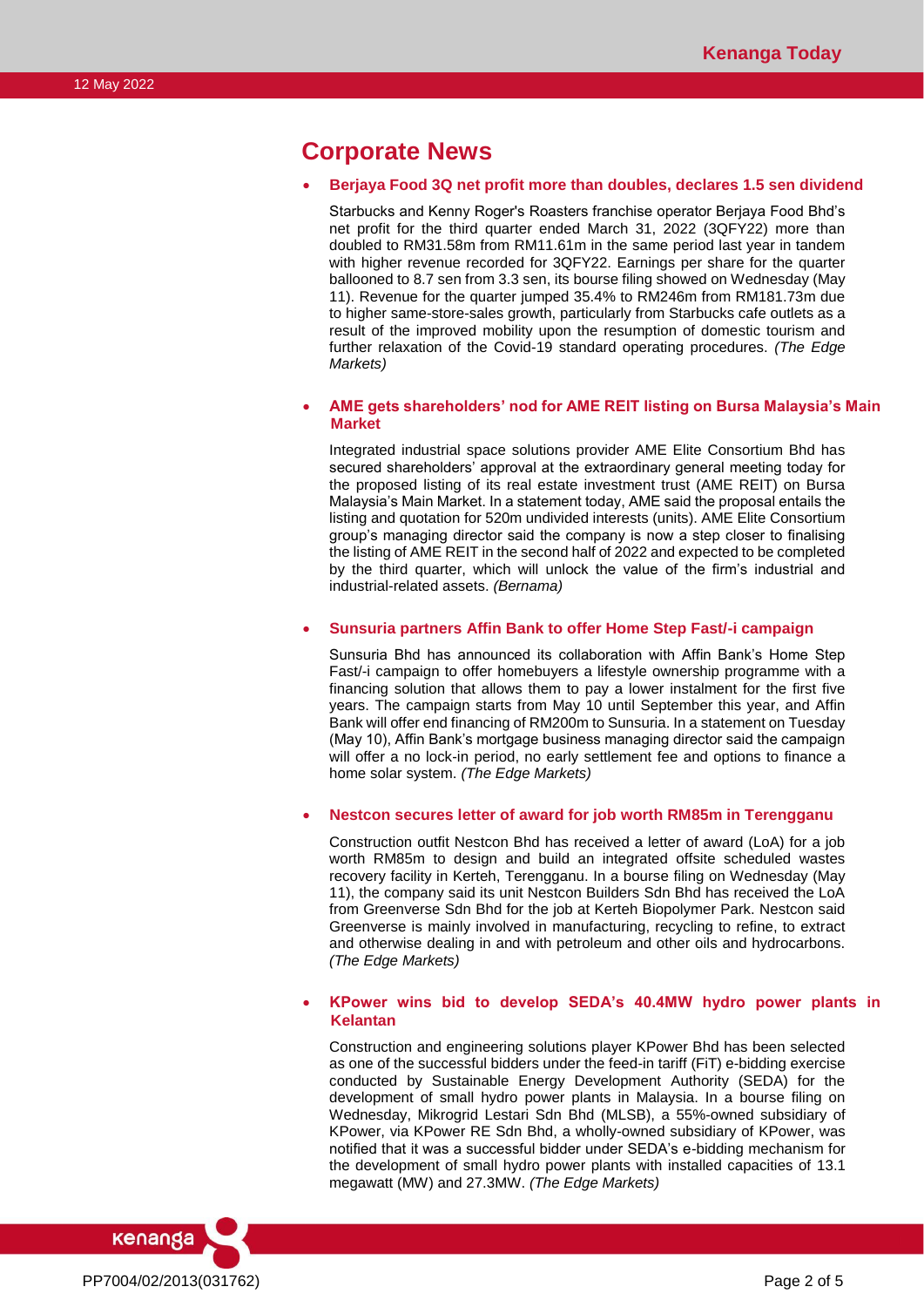# Corporate News

- **Berjaya Food 3Q net profit more than doubles, declares 1.5 sen dividend**

  Starbucks and Kenny Roger's Roasters franchise operator Berjaya Food Bhd's net profit for the third quarter ended March 31, 2022 (3QFY22) more than doubled to RM31.58m from RM11.61m in the same period last year in tandem with higher revenue recorded for 3QFY22. Earnings per share for the quarter ballooned to 8.7 sen from 3.3 sen, its bourse filing showed on Wednesday (May 11). Revenue for the quarter jumped 35.4% to RM246m from RM181.73m due to higher same-store-sales growth, particularly from Starbucks cafe outlets as a result of the improved mobility upon the resumption of domestic tourism and further relaxation of the Covid-19 standard operating procedures. *(The Edge Markets)*

- **AME gets shareholders' nod for AME REIT listing on Bursa Malaysia's Main Market**

  Integrated industrial space solutions provider AME Elite Consortium Bhd has secured shareholders' approval at the extraordinary general meeting today for the proposed listing of its real estate investment trust (AME REIT) on Bursa Malaysia's Main Market. In a statement today, AME said the proposal entails the listing and quotation for 520m undivided interests (units). AME Elite Consortium group's managing director said the company is now a step closer to finalising the listing of AME REIT in the second half of 2022 and expected to be completed by the third quarter, which will unlock the value of the firm's industrial and industrial-related assets. *(Bernama)*

- **Sunsuria partners Affin Bank to offer Home Step Fast/-i campaign**

  Sunsuria Bhd has announced its collaboration with Affin Bank's Home Step Fast/-i campaign to offer homebuyers a lifestyle ownership programme with a financing solution that allows them to pay a lower instalment for the first five years. The campaign starts from May 10 until September this year, and Affin Bank will offer end financing of RM200m to Sunsuria. In a statement on Tuesday (May 10), Affin Bank's mortgage business managing director said the campaign will offer a no lock-in period, no early settlement fee and options to finance a home solar system. *(The Edge Markets)*

- **Nestcon secures letter of award for job worth RM85m in Terengganu**

  Construction outfit Nestcon Bhd has received a letter of award (LoA) for a job worth RM85m to design and build an integrated offsite scheduled wastes recovery facility in Kerteh, Terengganu. In a bourse filing on Wednesday (May 11), the company said its unit Nestcon Builders Sdn Bhd has received the LoA from Greenverse Sdn Bhd for the job at Kerteh Biopolymer Park. Nestcon said Greenverse is mainly involved in manufacturing, recycling to refine, to extract and otherwise dealing in and with petroleum and other oils and hydrocarbons. *(The Edge Markets)*

- **KPower wins bid to develop SEDA's 40.4MW hydro power plants in Kelantan**

  Construction and engineering solutions player KPower Bhd has been selected as one of the successful bidders under the feed-in tariff (FiT) e-bidding exercise conducted by Sustainable Energy Development Authority (SEDA) for the development of small hydro power plants in Malaysia. In a bourse filing on Wednesday, Mikrogrid Lestari Sdn Bhd (MLSB), a 55%-owned subsidiary of KPower, via KPower RE Sdn Bhd, a wholly-owned subsidiary of KPower, was notified that it was a successful bidder under SEDA's e-bidding mechanism for the development of small hydro power plants with installed capacities of 13.1 megawatt (MW) and 27.3MW. *(The Edge Markets)*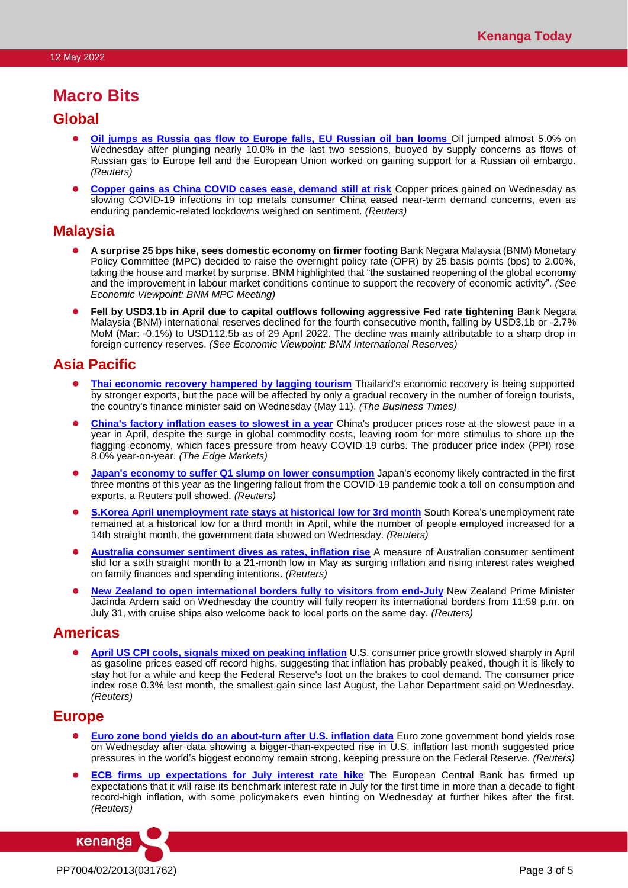# Macro Bits

## Global

- **Oil jumps as Russia gas flow to Europe falls, EU Russian oil ban looms** Oil jumped almost 5.0% on Wednesday after plunging nearly 10.0% in the last two sessions, buoyed by supply concerns as flows of Russian gas to Europe fell and the European Union worked on gaining support for a Russian oil embargo. *(Reuters)*
- **Copper gains as China COVID cases ease, demand still at risk** Copper prices gained on Wednesday as slowing COVID-19 infections in top metals consumer China eased near-term demand concerns, even as enduring pandemic-related lockdowns weighed on sentiment. *(Reuters)*

## Malaysia

- **A surprise 25 bps hike, sees domestic economy on firmer footing** Bank Negara Malaysia (BNM) Monetary Policy Committee (MPC) decided to raise the overnight policy rate (OPR) by 25 basis points (bps) to 2.00%, taking the house and market by surprise. BNM highlighted that "the sustained reopening of the global economy and the improvement in labour market conditions continue to support the recovery of economic activity". *(See Economic Viewpoint: BNM MPC Meeting)*
- **Fell by USD3.1b in April due to capital outflows following aggressive Fed rate tightening** Bank Negara Malaysia (BNM) international reserves declined for the fourth consecutive month, falling by USD3.1b or -2.7% MoM (Mar: -0.1%) to USD112.5b as of 29 April 2022. The decline was mainly attributable to a sharp drop in foreign currency reserves. *(See Economic Viewpoint: BNM International Reserves)*

## Asia Pacific

- **Thai economic recovery hampered by lagging tourism** Thailand's economic recovery is being supported by stronger exports, but the pace will be affected by only a gradual recovery in the number of foreign tourists, the country's finance minister said on Wednesday (May 11). *(The Business Times)*
- **China's factory inflation eases to slowest in a year** China's producer prices rose at the slowest pace in a year in April, despite the surge in global commodity costs, leaving room for more stimulus to shore up the flagging economy, which faces pressure from heavy COVID-19 curbs. The producer price index (PPI) rose 8.0% year-on-year. *(The Edge Markets)*
- **Japan's economy to suffer Q1 slump on lower consumption** Japan's economy likely contracted in the first three months of this year as the lingering fallout from the COVID-19 pandemic took a toll on consumption and exports, a Reuters poll showed. *(Reuters)*
- **S.Korea April unemployment rate stays at historical low for 3rd month** South Korea's unemployment rate remained at a historical low for a third month in April, while the number of people employed increased for a 14th straight month, the government data showed on Wednesday. *(Reuters)*
- **Australia consumer sentiment dives as rates, inflation rise** A measure of Australian consumer sentiment slid for a sixth straight month to a 21-month low in May as surging inflation and rising interest rates weighed on family finances and spending intentions. *(Reuters)*
- **New Zealand to open international borders fully to visitors from end-July** New Zealand Prime Minister Jacinda Ardern said on Wednesday the country will fully reopen its international borders from 11:59 p.m. on July 31, with cruise ships also welcome back to local ports on the same day. *(Reuters)*

## Americas

- **April US CPI cools, signals mixed on peaking inflation** U.S. consumer price growth slowed sharply in April as gasoline prices eased off record highs, suggesting that inflation has probably peaked, though it is likely to stay hot for a while and keep the Federal Reserve's foot on the brakes to cool demand. The consumer price index rose 0.3% last month, the smallest gain since last August, the Labor Department said on Wednesday. *(Reuters)*

## Europe

- **Euro zone bond yields do an about-turn after U.S. inflation data** Euro zone government bond yields rose on Wednesday after data showing a bigger-than-expected rise in U.S. inflation last month suggested price pressures in the world's biggest economy remain strong, keeping pressure on the Federal Reserve. *(Reuters)*
- **ECB firms up expectations for July interest rate hike** The European Central Bank has firmed up expectations that it will raise its benchmark interest rate in July for the first time in more than a decade to fight record-high inflation, with some policymakers even hinting on Wednesday at further hikes after the first. *(Reuters)*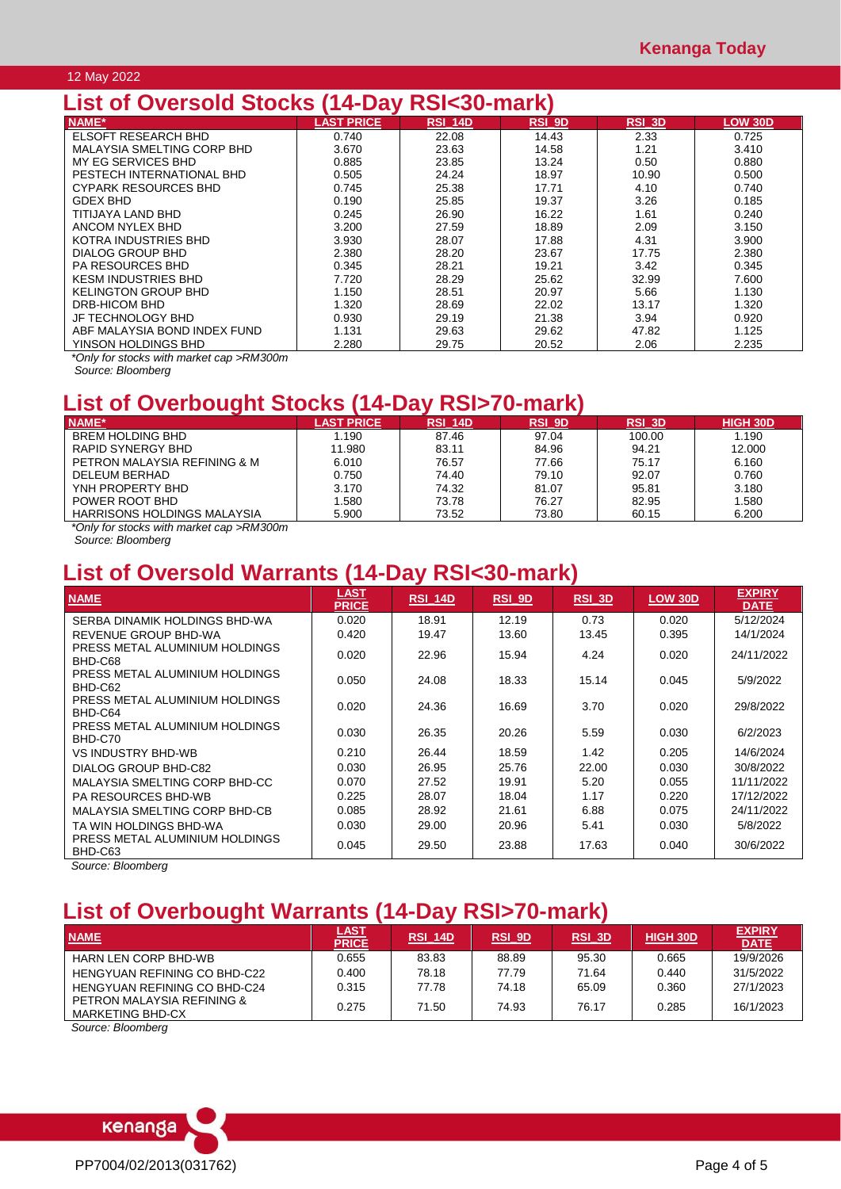12 May 2022

## List of Oversold Stocks (14-Day RSI<30-mark)

| NAME* | LAST PRICE | RSI_14D | RSI_9D | RSI_3D | LOW 30D |
|---|---|---|---|---|---|
| ELSOFT RESEARCH BHD | 0.740 | 22.08 | 14.43 | 2.33 | 0.725 |
| MALAYSIA SMELTING CORP BHD | 3.670 | 23.63 | 14.58 | 1.21 | 3.410 |
| MY EG SERVICES BHD | 0.885 | 23.85 | 13.24 | 0.50 | 0.880 |
| PESTECH INTERNATIONAL BHD | 0.505 | 24.24 | 18.97 | 10.90 | 0.500 |
| CYPARK RESOURCES BHD | 0.745 | 25.38 | 17.71 | 4.10 | 0.740 |
| GDEX BHD | 0.190 | 25.85 | 19.37 | 3.26 | 0.185 |
| TITIJAYA LAND BHD | 0.245 | 26.90 | 16.22 | 1.61 | 0.240 |
| ANCOM NYLEX BHD | 3.200 | 27.59 | 18.89 | 2.09 | 3.150 |
| KOTRA INDUSTRIES BHD | 3.930 | 28.07 | 17.88 | 4.31 | 3.900 |
| DIALOG GROUP BHD | 2.380 | 28.20 | 23.67 | 17.75 | 2.380 |
| PA RESOURCES BHD | 0.345 | 28.21 | 19.21 | 3.42 | 0.345 |
| KESM INDUSTRIES BHD | 7.720 | 28.29 | 25.62 | 32.99 | 7.600 |
| KELINGTON GROUP BHD | 1.150 | 28.51 | 20.97 | 5.66 | 1.130 |
| DRB-HICOM BHD | 1.320 | 28.69 | 22.02 | 13.17 | 1.320 |
| JF TECHNOLOGY BHD | 0.930 | 29.19 | 21.38 | 3.94 | 0.920 |
| ABF MALAYSIA BOND INDEX FUND | 1.131 | 29.63 | 29.62 | 47.82 | 1.125 |
| YINSON HOLDINGS BHD | 2.280 | 29.75 | 20.52 | 2.06 | 2.235 |

*Only for stocks with market cap >RM300m

*Source: Bloomberg*

## List of Overbought Stocks (14-Day RSI>70-mark)

| NAME* | LAST PRICE | RSI_14D | RSI_9D | RSI_3D | HIGH 30D |
|---|---|---|---|---|---|
| BREM HOLDING BHD | 1.190 | 87.46 | 97.04 | 100.00 | 1.190 |
| RAPID SYNERGY BHD | 11.980 | 83.11 | 84.96 | 94.21 | 12.000 |
| PETRON MALAYSIA REFINING & M | 6.010 | 76.57 | 77.66 | 75.17 | 6.160 |
| DELEUM BERHAD | 0.750 | 74.40 | 79.10 | 92.07 | 0.760 |
| YNH PROPERTY BHD | 3.170 | 74.32 | 81.07 | 95.81 | 3.180 |
| POWER ROOT BHD | 1.580 | 73.78 | 76.27 | 82.95 | 1.580 |
| HARRISONS HOLDINGS MALAYSIA | 5.900 | 73.52 | 73.80 | 60.15 | 6.200 |

*Only for stocks with market cap >RM300m

*Source: Bloomberg*

## List of Oversold Warrants (14-Day RSI<30-mark)

| NAME | LAST PRICE | RSI_14D | RSI_9D | RSI_3D | LOW 30D | EXPIRY DATE |
|---|---|---|---|---|---|---|
| SERBA DINAMIK HOLDINGS BHD-WA | 0.020 | 18.91 | 12.19 | 0.73 | 0.020 | 5/12/2024 |
| REVENUE GROUP BHD-WA | 0.420 | 19.47 | 13.60 | 13.45 | 0.395 | 14/1/2024 |
| PRESS METAL ALUMINIUM HOLDINGS BHD-C68 | 0.020 | 22.96 | 15.94 | 4.24 | 0.020 | 24/11/2022 |
| PRESS METAL ALUMINIUM HOLDINGS BHD-C62 | 0.050 | 24.08 | 18.33 | 15.14 | 0.045 | 5/9/2022 |
| PRESS METAL ALUMINIUM HOLDINGS BHD-C64 | 0.020 | 24.36 | 16.69 | 3.70 | 0.020 | 29/8/2022 |
| PRESS METAL ALUMINIUM HOLDINGS BHD-C70 | 0.030 | 26.35 | 20.26 | 5.59 | 0.030 | 6/2/2023 |
| VS INDUSTRY BHD-WB | 0.210 | 26.44 | 18.59 | 1.42 | 0.205 | 14/6/2024 |
| DIALOG GROUP BHD-C82 | 0.030 | 26.95 | 25.76 | 22.00 | 0.030 | 30/8/2022 |
| MALAYSIA SMELTING CORP BHD-CC | 0.070 | 27.52 | 19.91 | 5.20 | 0.055 | 11/11/2022 |
| PA RESOURCES BHD-WB | 0.225 | 28.07 | 18.04 | 1.17 | 0.220 | 17/12/2022 |
| MALAYSIA SMELTING CORP BHD-CB | 0.085 | 28.92 | 21.61 | 6.88 | 0.075 | 24/11/2022 |
| TA WIN HOLDINGS BHD-WA | 0.030 | 29.00 | 20.96 | 5.41 | 0.030 | 5/8/2022 |
| PRESS METAL ALUMINIUM HOLDINGS BHD-C63 | 0.045 | 29.50 | 23.88 | 17.63 | 0.040 | 30/6/2022 |

*Source: Bloomberg*

## List of Overbought Warrants (14-Day RSI>70-mark)

| NAME | LAST PRICE | RSI_14D | RSI_9D | RSI_3D | HIGH 30D | EXPIRY DATE |
|---|---|---|---|---|---|---|
| HARN LEN CORP BHD-WB | 0.655 | 83.83 | 88.89 | 95.30 | 0.665 | 19/9/2026 |
| HENGYUAN REFINING CO BHD-C22 | 0.400 | 78.18 | 77.79 | 71.64 | 0.440 | 31/5/2022 |
| HENGYUAN REFINING CO BHD-C24 | 0.315 | 77.78 | 74.18 | 65.09 | 0.360 | 27/1/2023 |
| PETRON MALAYSIA REFINING & MARKETING BHD-CX | 0.275 | 71.50 | 74.93 | 76.17 | 0.285 | 16/1/2023 |

*Source: Bloomberg*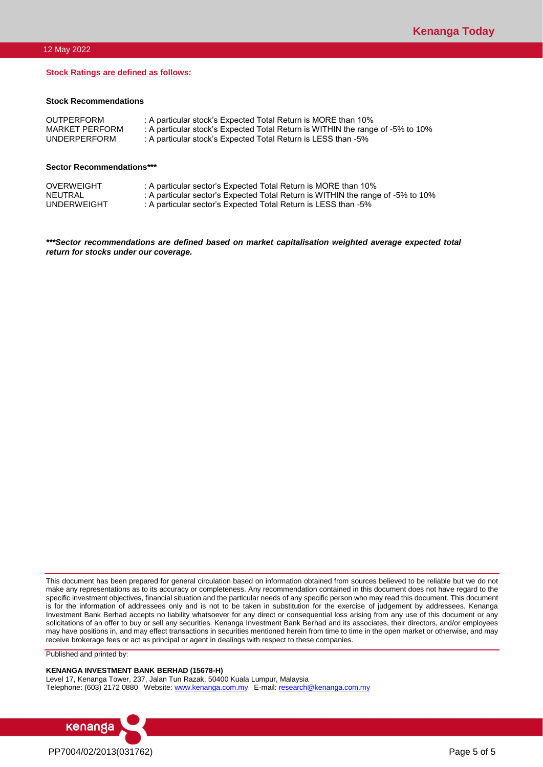**Stock Ratings are defined as follows:**

**Stock Recommendations**

| | |
|---|---|
| OUTPERFORM | : A particular stock's Expected Total Return is MORE than 10% |
| MARKET PERFORM | : A particular stock's Expected Total Return is WITHIN the range of -5% to 10% |
| UNDERPERFORM | : A particular stock's Expected Total Return is LESS than -5% |

**Sector Recommendations*****

| | |
|---|---|
| OVERWEIGHT | : A particular sector's Expected Total Return is MORE than 10% |
| NEUTRAL | : A particular sector's Expected Total Return is WITHIN the range of -5% to 10% |
| UNDERWEIGHT | : A particular sector's Expected Total Return is LESS than -5% |

***\*\*\*Sector recommendations are defined based on market capitalisation weighted average expected total return for stocks under our coverage.***

This document has been prepared for general circulation based on information obtained from sources believed to be reliable but we do not make any representations as to its accuracy or completeness. Any recommendation contained in this document does not have regard to the specific investment objectives, financial situation and the particular needs of any specific person who may read this document. This document is for the information of addressees only and is not to be taken in substitution for the exercise of judgement by addressees. Kenanga Investment Bank Berhad accepts no liability whatsoever for any direct or consequential loss arising from any use of this document or any solicitations of an offer to buy or sell any securities. Kenanga Investment Bank Berhad and its associates, their directors, and/or employees may have positions in, and may effect transactions in securities mentioned herein from time to time in the open market or otherwise, and may receive brokerage fees or act as principal or agent in dealings with respect to these companies.

Published and printed by:

**KENANGA INVESTMENT BANK BERHAD (15678-H)**
Level 17, Kenanga Tower, 237, Jalan Tun Razak, 50400 Kuala Lumpur, Malaysia
Telephone: (603) 2172 0880 Website: www.kenanga.com.my E-mail: research@kenanga.com.my

PP7004/02/2013(031762)